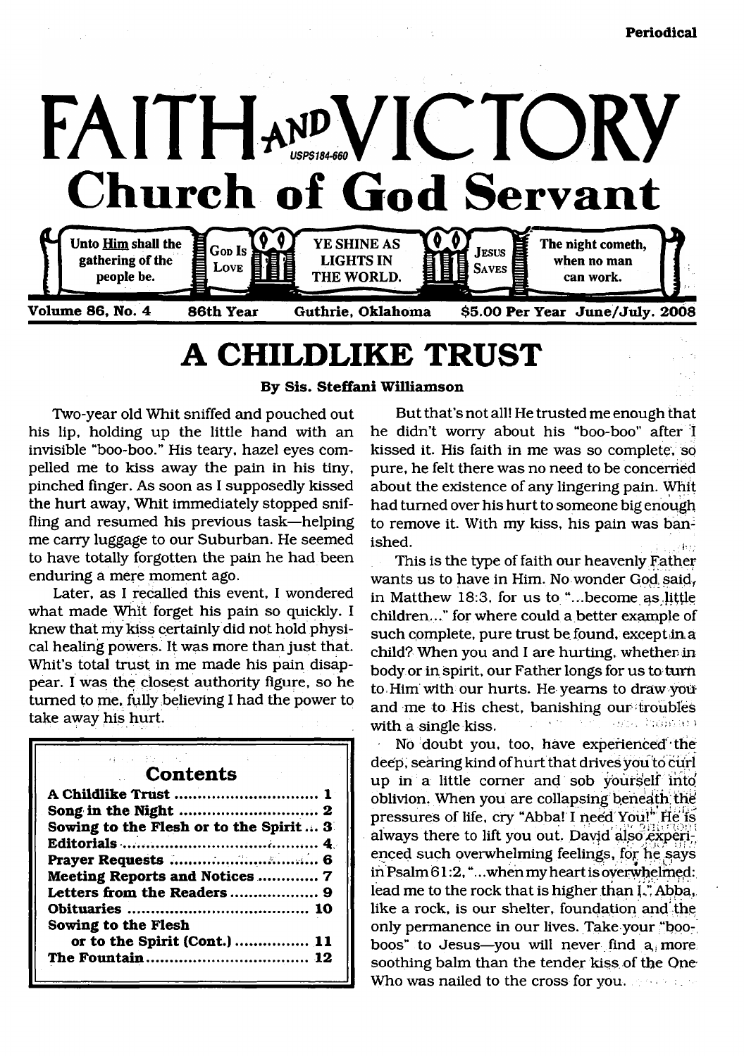Periodical

# FAITH AND VICTORY

USPS184-660

## Church of God Servant

Unto Him shall the gathering of the people be. | God Is Love | YE SHINE AS LIGHTS IN THE WORLD. | Jesus Saves | The night cometh, when no man can work.

**Volume 86, No. 4 — 86th Year — Guthrie, Oklahoma — $5.00 Per Year — June/July. 2008**

# A CHILDLIKE TRUST

**By Sis. Steffani Williamson**

Two-year old Whit sniffed and pouched out his lip, holding up the little hand with an invisible "boo-boo." His teary, hazel eyes compelled me to kiss away the pain in his tiny, pinched finger. As soon as I supposedly kissed the hurt away, Whit immediately stopped sniffling and resumed his previous task—helping me carry luggage to our Suburban. He seemed to have totally forgotten the pain he had been enduring a mere moment ago.

Later, as I recalled this event, I wondered what made Whit forget his pain so quickly. I knew that my kiss certainly did not hold physical healing powers. It was more than just that. Whit's total trust in me made his pain disappear. I was the closest authority figure, so he turned to me, fully believing I had the power to take away his hurt.

But that's not all! He trusted me enough that he didn't worry about his "boo-boo" after I kissed it. His faith in me was so complete, so pure, he felt there was no need to be concerned about the existence of any lingering pain. Whit had turned over his hurt to someone big enough to remove it. With my kiss, his pain was banished.

This is the type of faith our heavenly Father wants us to have in Him. No wonder God said, in Matthew 18:3, for us to "...become as little children..." for where could a better example of such complete, pure trust be found, except in a child? When you and I are hurting, whether in body or in spirit, our Father longs for us to turn to Him with our hurts. He yearns to draw you and me to His chest, banishing our troubles with a single kiss.

No doubt you, too, have experienced the deep, searing kind of hurt that drives you to curl up in a little corner and sob yourself into oblivion. When you are collapsing beneath the pressures of life, cry "Abba! I need You!" He is always there to lift you out. David also experienced such overwhelming feelings, for he says in Psalm 61:2, "...when my heart is overwhelmed: lead me to the rock that is higher than I." Abba, like a rock, is our shelter, foundation and the only permanence in our lives. Take your "boo-boos" to Jesus—you will never find a more soothing balm than the tender kiss of the One Who was nailed to the cross for you.

### Contents

| | |
|---|---|
| A Childlike Trust | 1 |
| Song in the Night | 2 |
| Sowing to the Flesh or to the Spirit | 3 |
| Editorials | 4 |
| Prayer Requests | 6 |
| Meeting Reports and Notices | 7 |
| Letters from the Readers | 9 |
| Obituaries | 10 |
| Sowing to the Flesh or to the Spirit (Cont.) | 11 |
| The Fountain | 12 |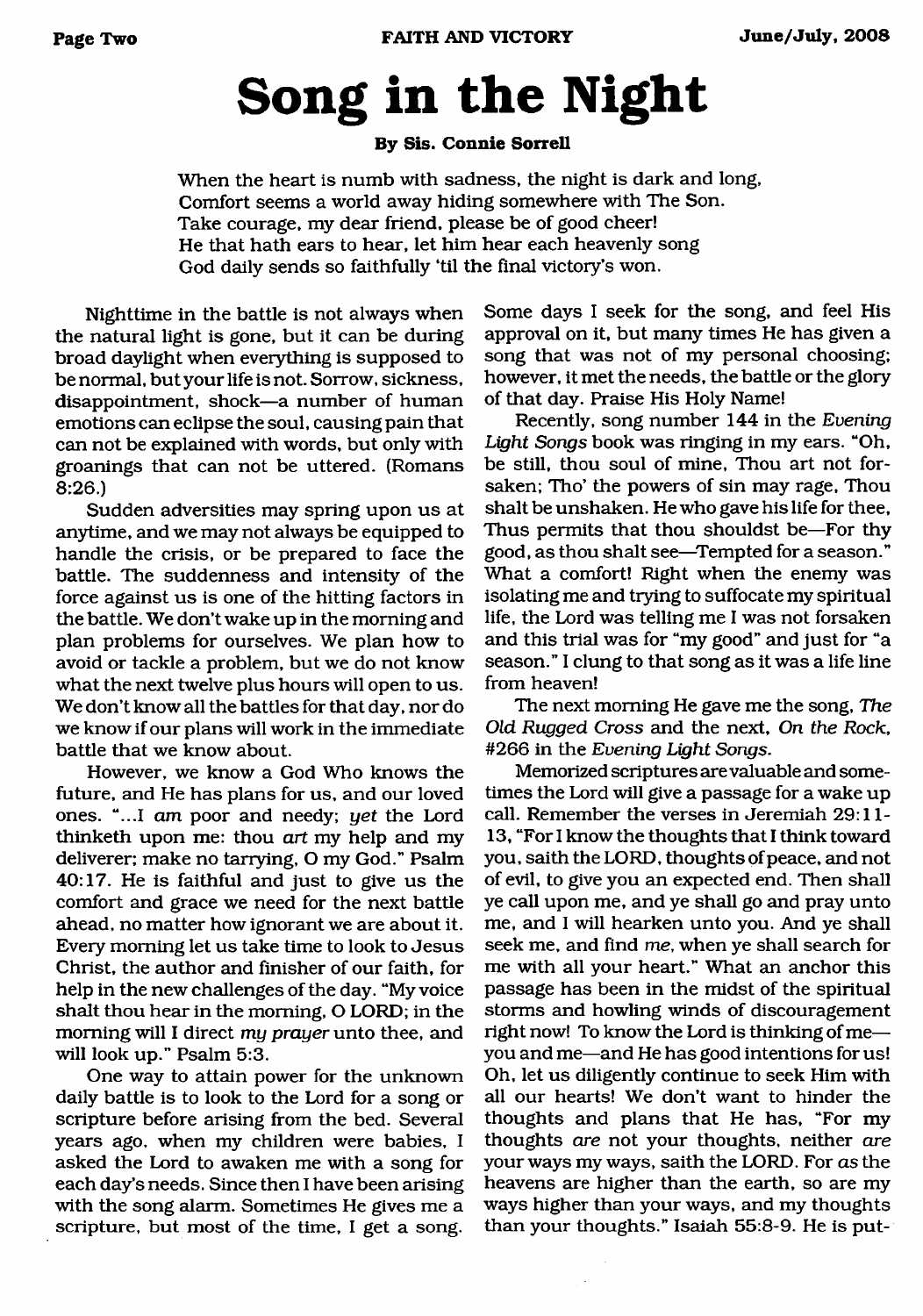# Song in the Night

**By Sis. Connie Sorrell**

When the heart is numb with sadness, the night is dark and long,
Comfort seems a world away hiding somewhere with The Son.
Take courage, my dear friend, please be of good cheer!
He that hath ears to hear, let him hear each heavenly song
God daily sends so faithfully 'til the final victory's won.

Nighttime in the battle is not always when the natural light is gone, but it can be during broad daylight when everything is supposed to be normal, but your life is not. Sorrow, sickness, disappointment, shock—a number of human emotions can eclipse the soul, causing pain that can not be explained with words, but only with groanings that can not be uttered. (Romans 8:26.)

Sudden adversities may spring upon us at anytime, and we may not always be equipped to handle the crisis, or be prepared to face the battle. The suddenness and intensity of the force against us is one of the hitting factors in the battle. We don't wake up in the morning and plan problems for ourselves. We plan how to avoid or tackle a problem, but we do not know what the next twelve plus hours will open to us. We don't know all the battles for that day, nor do we know if our plans will work in the immediate battle that we know about.

However, we know a God Who knows the future, and He has plans for us, and our loved ones. "...I *am* poor and needy; *yet* the Lord thinketh upon me: thou *art* my help and my deliverer; make no tarrying, O my God." Psalm 40:17. He is faithful and just to give us the comfort and grace we need for the next battle ahead, no matter how ignorant we are about it. Every morning let us take time to look to Jesus Christ, the author and finisher of our faith, for help in the new challenges of the day. "My voice shalt thou hear in the morning, O LORD; in the morning will I direct *my prayer* unto thee, and will look up." Psalm 5:3.

One way to attain power for the unknown daily battle is to look to the Lord for a song or scripture before arising from the bed. Several years ago, when my children were babies, I asked the Lord to awaken me with a song for each day's needs. Since then I have been arising with the song alarm. Sometimes He gives me a scripture, but most of the time, I get a song. Some days I seek for the song, and feel His approval on it, but many times He has given a song that was not of my personal choosing; however, it met the needs, the battle or the glory of that day. Praise His Holy Name!

Recently, song number 144 in the *Evening Light Songs* book was ringing in my ears. "Oh, be still, thou soul of mine, Thou art not forsaken; Tho' the powers of sin may rage, Thou shalt be unshaken. He who gave his life for thee, Thus permits that thou shouldst be—For thy good, as thou shalt see—Tempted for a season." What a comfort! Right when the enemy was isolating me and trying to suffocate my spiritual life, the Lord was telling me I was not forsaken and this trial was for "my good" and just for "a season." I clung to that song as it was a life line from heaven!

The next morning He gave me the song, *The Old Rugged Cross* and the next, *On the Rock,* #266 in the *Evening Light Songs.*

Memorized scriptures are valuable and sometimes the Lord will give a passage for a wake up call. Remember the verses in Jeremiah 29:11-13, "For I know the thoughts that I think toward you, saith the LORD, thoughts of peace, and not of evil, to give you an expected end. Then shall ye call upon me, and ye shall go and pray unto me, and I will hearken unto you. And ye shall seek me, and find *me,* when ye shall search for me with all your heart." What an anchor this passage has been in the midst of the spiritual storms and howling winds of discouragement right now! To know the Lord is thinking of me—you and me—and He has good intentions for us! Oh, let us diligently continue to seek Him with all our hearts! We don't want to hinder the thoughts and plans that He has, "For my thoughts *are* not your thoughts, neither *are* your ways my ways, saith the LORD. For *as* the heavens are higher than the earth, so are my ways higher than your ways, and my thoughts than your thoughts." Isaiah 55:8-9. He is put-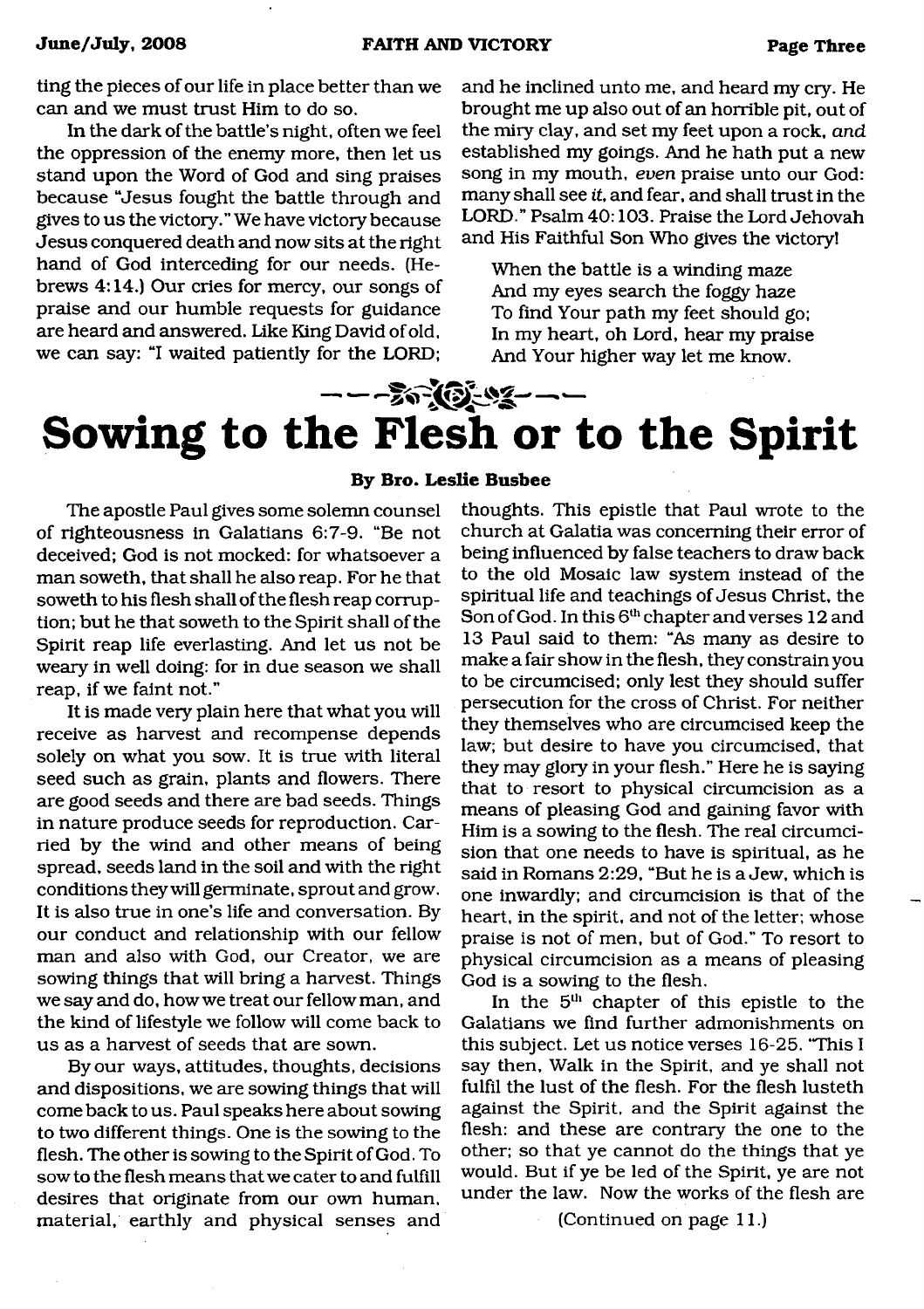ting the pieces of our life in place better than we can and we must trust Him to do so.

In the dark of the battle's night, often we feel the oppression of the enemy more, then let us stand upon the Word of God and sing praises because "Jesus fought the battle through and gives to us the victory." We have victory because Jesus conquered death and now sits at the right hand of God interceding for our needs. (Hebrews 4:14.) Our cries for mercy, our songs of praise and our humble requests for guidance are heard and answered. Like King David of old, we can say: "I waited patiently for the LORD; and he inclined unto me, and heard my cry. He brought me up also out of an horrible pit, out of the miry clay, and set my feet upon a rock, *and* established my goings. And he hath put a new song in my mouth, *even* praise unto our God: many shall see *it*, and fear, and shall trust in the LORD." Psalm 40:103. Praise the Lord Jehovah and His Faithful Son Who gives the victory!

> When the battle is a winding maze
> And my eyes search the foggy haze
> To find Your path my feet should go;
> In my heart, oh Lord, hear my praise
> And Your higher way let me know.

# Sowing to the Flesh or to the Spirit

**By Bro. Leslie Busbee**

The apostle Paul gives some solemn counsel of righteousness in Galatians 6:7-9. "Be not deceived; God is not mocked: for whatsoever a man soweth, that shall he also reap. For he that soweth to his flesh shall of the flesh reap corruption; but he that soweth to the Spirit shall of the Spirit reap life everlasting. And let us not be weary in well doing: for in due season we shall reap, if we faint not."

It is made very plain here that what you will receive as harvest and recompense depends solely on what you sow. It is true with literal seed such as grain, plants and flowers. There are good seeds and there are bad seeds. Things in nature produce seeds for reproduction. Carried by the wind and other means of being spread, seeds land in the soil and with the right conditions they will germinate, sprout and grow. It is also true in one's life and conversation. By our conduct and relationship with our fellow man and also with God, our Creator, we are sowing things that will bring a harvest. Things we say and do, how we treat our fellow man, and the kind of lifestyle we follow will come back to us as a harvest of seeds that are sown.

By our ways, attitudes, thoughts, decisions and dispositions, we are sowing things that will come back to us. Paul speaks here about sowing to two different things. One is the sowing to the flesh. The other is sowing to the Spirit of God. To sow to the flesh means that we cater to and fulfill desires that originate from our own human, material, earthly and physical senses and thoughts. This epistle that Paul wrote to the church at Galatia was concerning their error of being influenced by false teachers to draw back to the old Mosaic law system instead of the spiritual life and teachings of Jesus Christ, the Son of God. In this 6th chapter and verses 12 and 13 Paul said to them: "As many as desire to make a fair show in the flesh, they constrain you to be circumcised; only lest they should suffer persecution for the cross of Christ. For neither they themselves who are circumcised keep the law; but desire to have you circumcised, that they may glory in your flesh." Here he is saying that to resort to physical circumcision as a means of pleasing God and gaining favor with Him is a sowing to the flesh. The real circumcision that one needs to have is spiritual, as he said in Romans 2:29, "But he is a Jew, which is one inwardly; and circumcision is that of the heart, in the spirit, and not of the letter; whose praise is not of men, but of God." To resort to physical circumcision as a means of pleasing God is a sowing to the flesh.

In the 5th chapter of this epistle to the Galatians we find further admonishments on this subject. Let us notice verses 16-25. "This I say then, Walk in the Spirit, and ye shall not fulfil the lust of the flesh. For the flesh lusteth against the Spirit, and the Spirit against the flesh: and these are contrary the one to the other; so that ye cannot do the things that ye would. But if ye be led of the Spirit, ye are not under the law. Now the works of the flesh are

(Continued on page 11.)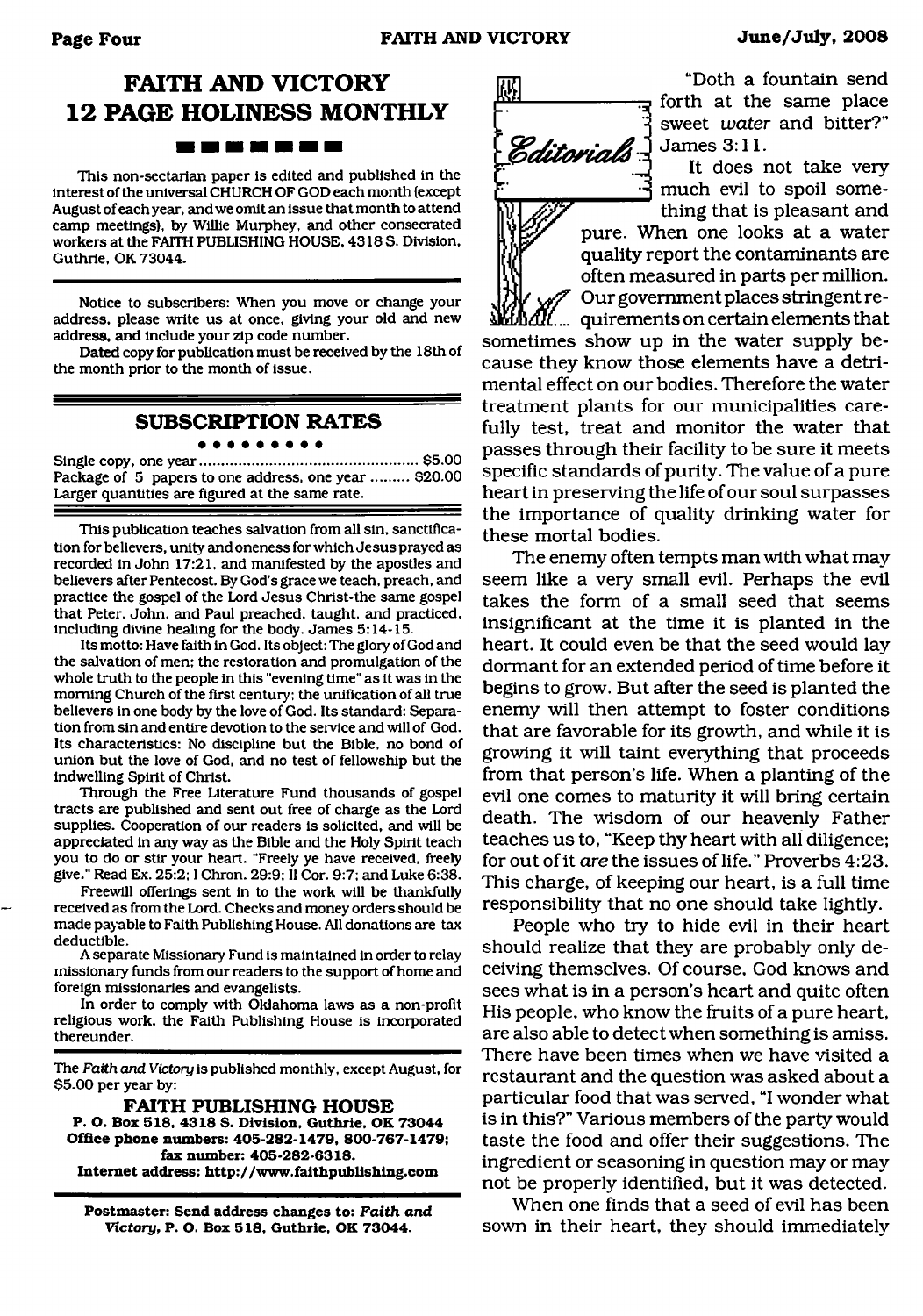# FAITH AND VICTORY 12 PAGE HOLINESS MONTHLY

This non-sectarian paper is edited and published in the interest of the universal CHURCH OF GOD each month (except August of each year, and we omit an issue that month to attend camp meetings), by Willie Murphey, and other consecrated workers at the FAITH PUBLISHING HOUSE, 4318 S. Division, Guthrie, OK 73044.

Notice to subscribers: When you move or change your address, please write us at once, giving your old and new address, and include your zip code number.

Dated copy for publication must be received by the 18th of the month prior to the month of issue.

## SUBSCRIPTION RATES

Single copy, one year ........................................ $5.00
Package of 5 papers to one address, one year ......... $20.00
Larger quantities are figured at the same rate.

This publication teaches salvation from all sin, sanctification for believers, unity and oneness for which Jesus prayed as recorded in John 17:21, and manifested by the apostles and believers after Pentecost. By God's grace we teach, preach, and practice the gospel of the Lord Jesus Christ-the same gospel that Peter, John, and Paul preached, taught, and practiced, including divine healing for the body. James 5:14-15.

Its motto: Have faith in God. Its object: The glory of God and the salvation of men; the restoration and promulgation of the whole truth to the people in this "evening time" as it was in the morning Church of the first century; the unification of all true believers in one body by the love of God. Its standard: Separation from sin and entire devotion to the service and will of God. Its characteristics: No discipline but the Bible, no bond of union but the love of God, and no test of fellowship but the indwelling Spirit of Christ.

Through the Free Literature Fund thousands of gospel tracts are published and sent out free of charge as the Lord supplies. Cooperation of our readers is solicited, and will be appreciated in any way as the Bible and the Holy Spirit teach you to do or stir your heart. "Freely ye have received, freely give." Read Ex. 25:2; I Chron. 29:9; II Cor. 9:7; and Luke 6:38.

Freewill offerings sent in to the work will be thankfully received as from the Lord. Checks and money orders should be made payable to Faith Publishing House. All donations are tax deductible.

A separate Missionary Fund is maintained in order to relay missionary funds from our readers to the support of home and foreign missionaries and evangelists.

In order to comply with Oklahoma laws as a non-profit religious work, the Faith Publishing House is incorporated thereunder.

The *Faith and Victory* is published monthly, except August, for $5.00 per year by:

**FAITH PUBLISHING HOUSE**
**P. O. Box 518, 4318 S. Division, Guthrie, OK 73044**
**Office phone numbers: 405-282-1479, 800-767-1479; fax number: 405-282-6318.**
**Internet address: http://www.faithpublishing.com**

**Postmaster: Send address changes to: *Faith and Victory*, P. O. Box 518, Guthrie, OK 73044.**

## Editorials

"Doth a fountain send forth at the same place sweet *water* and bitter?" James 3:11.

It does not take very much evil to spoil something that is pleasant and pure. When one looks at a water quality report the contaminants are often measured in parts per million. Our government places stringent requirements on certain elements that sometimes show up in the water supply because they know those elements have a detrimental effect on our bodies. Therefore the water treatment plants for our municipalities carefully test, treat and monitor the water that passes through their facility to be sure it meets specific standards of purity. The value of a pure heart in preserving the life of our soul surpasses the importance of quality drinking water for these mortal bodies.

The enemy often tempts man with what may seem like a very small evil. Perhaps the evil takes the form of a small seed that seems insignificant at the time it is planted in the heart. It could even be that the seed would lay dormant for an extended period of time before it begins to grow. But after the seed is planted the enemy will then attempt to foster conditions that are favorable for its growth, and while it is growing it will taint everything that proceeds from that person's life. When a planting of the evil one comes to maturity it will bring certain death. The wisdom of our heavenly Father teaches us to, "Keep thy heart with all diligence; for out of it *are* the issues of life." Proverbs 4:23. This charge, of keeping our heart, is a full time responsibility that no one should take lightly.

People who try to hide evil in their heart should realize that they are probably only deceiving themselves. Of course, God knows and sees what is in a person's heart and quite often His people, who know the fruits of a pure heart, are also able to detect when something is amiss. There have been times when we have visited a restaurant and the question was asked about a particular food that was served, "I wonder what is in this?" Various members of the party would taste the food and offer their suggestions. The ingredient or seasoning in question may or may not be properly identified, but it was detected.

When one finds that a seed of evil has been sown in their heart, they should immediately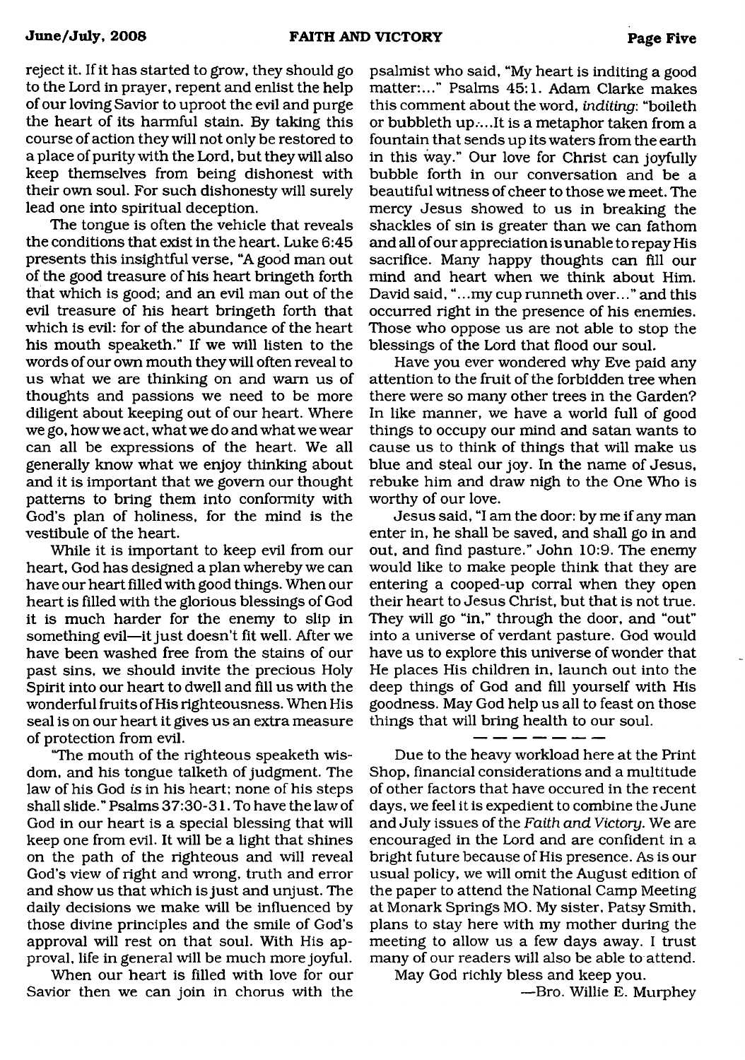reject it. If it has started to grow, they should go to the Lord in prayer, repent and enlist the help of our loving Savior to uproot the evil and purge the heart of its harmful stain. By taking this course of action they will not only be restored to a place of purity with the Lord, but they will also keep themselves from being dishonest with their own soul. For such dishonesty will surely lead one into spiritual deception.

The tongue is often the vehicle that reveals the conditions that exist in the heart. Luke 6:45 presents this insightful verse, "A good man out of the good treasure of his heart bringeth forth that which is good; and an evil man out of the evil treasure of his heart bringeth forth that which is evil: for of the abundance of the heart his mouth speaketh." If we will listen to the words of our own mouth they will often reveal to us what we are thinking on and warn us of thoughts and passions we need to be more diligent about keeping out of our heart. Where we go, how we act, what we do and what we wear can all be expressions of the heart. We all generally know what we enjoy thinking about and it is important that we govern our thought patterns to bring them into conformity with God's plan of holiness, for the mind is the vestibule of the heart.

While it is important to keep evil from our heart, God has designed a plan whereby we can have our heart filled with good things. When our heart is filled with the glorious blessings of God it is much harder for the enemy to slip in something evil—it just doesn't fit well. After we have been washed free from the stains of our past sins, we should invite the precious Holy Spirit into our heart to dwell and fill us with the wonderful fruits of His righteousness. When His seal is on our heart it gives us an extra measure of protection from evil.

"The mouth of the righteous speaketh wisdom, and his tongue talketh of judgment. The law of his God *is* in his heart; none of his steps shall slide." Psalms 37:30-31. To have the law of God in our heart is a special blessing that will keep one from evil. It will be a light that shines on the path of the righteous and will reveal God's view of right and wrong, truth and error and show us that which is just and unjust. The daily decisions we make will be influenced by those divine principles and the smile of God's approval will rest on that soul. With His approval, life in general will be much more joyful.

When our heart is filled with love for our Savior then we can join in chorus with the psalmist who said, "My heart is inditing a good matter:..." Psalms 45:1. Adam Clarke makes this comment about the word, *inditing*: "boileth or bubbleth up:...It is a metaphor taken from a fountain that sends up its waters from the earth in this way." Our love for Christ can joyfully bubble forth in our conversation and be a beautiful witness of cheer to those we meet. The mercy Jesus showed to us in breaking the shackles of sin is greater than we can fathom and all of our appreciation is unable to repay His sacrifice. Many happy thoughts can fill our mind and heart when we think about Him. David said, "...my cup runneth over..." and this occurred right in the presence of his enemies. Those who oppose us are not able to stop the blessings of the Lord that flood our soul.

Have you ever wondered why Eve paid any attention to the fruit of the forbidden tree when there were so many other trees in the Garden? In like manner, we have a world full of good things to occupy our mind and satan wants to cause us to think of things that will make us blue and steal our joy. In the name of Jesus, rebuke him and draw nigh to the One Who is worthy of our love.

Jesus said, "I am the door: by me if any man enter in, he shall be saved, and shall go in and out, and find pasture." John 10:9. The enemy would like to make people think that they are entering a cooped-up corral when they open their heart to Jesus Christ, but that is not true. They will go "in," through the door, and "out" into a universe of verdant pasture. God would have us to explore this universe of wonder that He places His children in, launch out into the deep things of God and fill yourself with His goodness. May God help us all to feast on those things that will bring health to our soul.

— — — — — — —

Due to the heavy workload here at the Print Shop, financial considerations and a multitude of other factors that have occured in the recent days, we feel it is expedient to combine the June and July issues of the *Faith and Victory*. We are encouraged in the Lord and are confident in a bright future because of His presence. As is our usual policy, we will omit the August edition of the paper to attend the National Camp Meeting at Monark Springs MO. My sister, Patsy Smith, plans to stay here with my mother during the meeting to allow us a few days away. I trust many of our readers will also be able to attend.

May God richly bless and keep you.

—Bro. Willie E. Murphey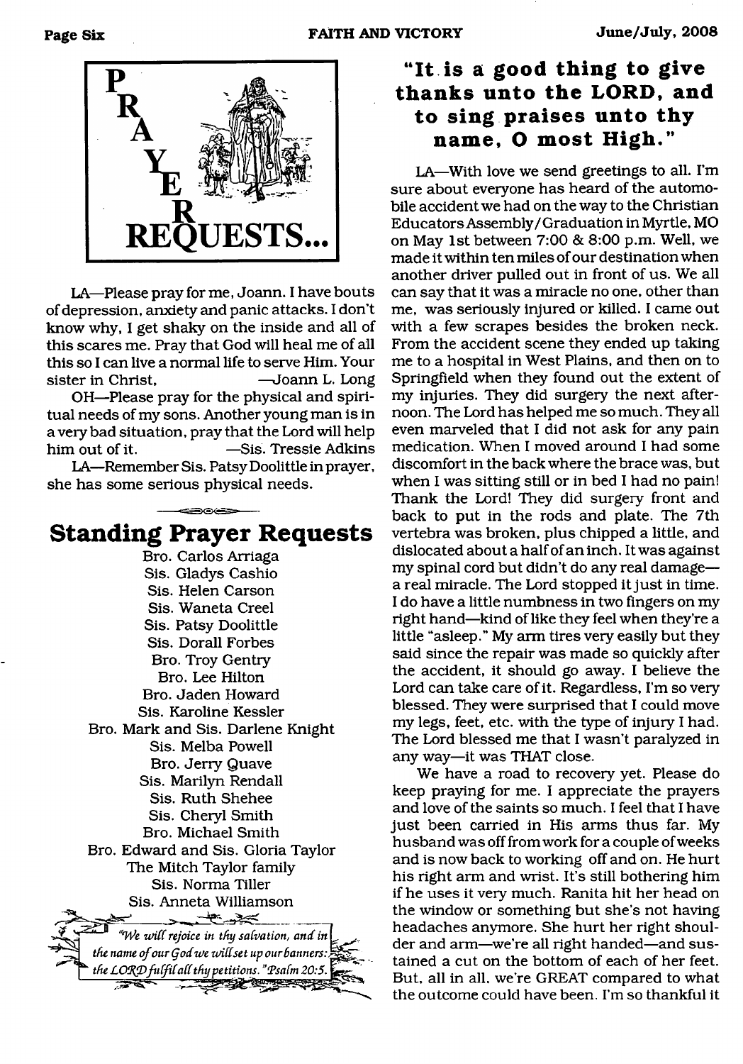# PRAYER REQUESTS...

LA—Please pray for me, Joann. I have bouts of depression, anxiety and panic attacks. I don't know why, I get shaky on the inside and all of this scares me. Pray that God will heal me of all this so I can live a normal life to serve Him. Your sister in Christ, —Joann L. Long

OH—Please pray for the physical and spiritual needs of my sons. Another young man is in a very bad situation, pray that the Lord will help him out of it. —Sis. Tressie Adkins

LA—Remember Sis. Patsy Doolittle in prayer, she has some serious physical needs.

## Standing Prayer Requests

Bro. Carlos Arriaga
Sis. Gladys Cashio
Sis. Helen Carson
Sis. Waneta Creel
Sis. Patsy Doolittle
Sis. Dorall Forbes
Bro. Troy Gentry
Bro. Lee Hilton
Bro. Jaden Howard
Sis. Karoline Kessler
Bro. Mark and Sis. Darlene Knight
Sis. Melba Powell
Bro. Jerry Quave
Sis. Marilyn Rendall
Sis. Ruth Shehee
Sis. Cheryl Smith
Bro. Michael Smith
Bro. Edward and Sis. Gloria Taylor
The Mitch Taylor family
Sis. Norma Tiller
Sis. Anneta Williamson

*"We will rejoice in thy salvation, and in the name of our God we will set up our banners: the LORD fulfil all thy petitions." Psalm 20:5.*

## "It is a good thing to give thanks unto the LORD, and to sing praises unto thy name, O most High."

LA—With love we send greetings to all. I'm sure about everyone has heard of the automobile accident we had on the way to the Christian Educators Assembly/Graduation in Myrtle, MO on May 1st between 7:00 & 8:00 p.m. Well, we made it within ten miles of our destination when another driver pulled out in front of us. We all can say that it was a miracle no one, other than me, was seriously injured or killed. I came out with a few scrapes besides the broken neck. From the accident scene they ended up taking me to a hospital in West Plains, and then on to Springfield when they found out the extent of my injuries. They did surgery the next afternoon. The Lord has helped me so much. They all even marveled that I did not ask for any pain medication. When I moved around I had some discomfort in the back where the brace was, but when I was sitting still or in bed I had no pain! Thank the Lord! They did surgery front and back to put in the rods and plate. The 7th vertebra was broken, plus chipped a little, and dislocated about a half of an inch. It was against my spinal cord but didn't do any real damage—a real miracle. The Lord stopped it just in time. I do have a little numbness in two fingers on my right hand—kind of like they feel when they're a little "asleep." My arm tires very easily but they said since the repair was made so quickly after the accident, it should go away. I believe the Lord can take care of it. Regardless, I'm so very blessed. They were surprised that I could move my legs, feet, etc. with the type of injury I had. The Lord blessed me that I wasn't paralyzed in any way—it was THAT close.

We have a road to recovery yet. Please do keep praying for me. I appreciate the prayers and love of the saints so much. I feel that I have just been carried in His arms thus far. My husband was off from work for a couple of weeks and is now back to working off and on. He hurt his right arm and wrist. It's still bothering him if he uses it very much. Ranita hit her head on the window or something but she's not having headaches anymore. She hurt her right shoulder and arm—we're all right handed—and sustained a cut on the bottom of each of her feet. But, all in all, we're GREAT compared to what the outcome could have been. I'm so thankful it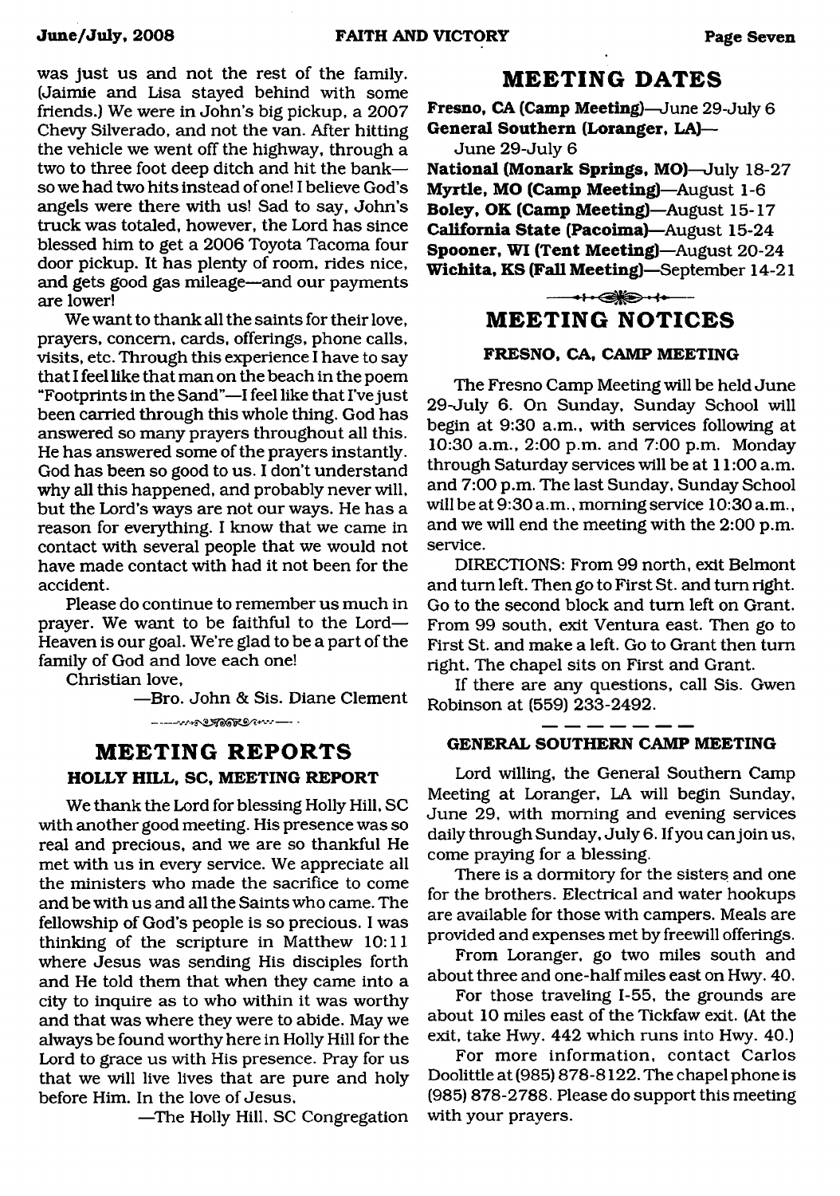was just us and not the rest of the family. (Jaimie and Lisa stayed behind with some friends.) We were in John's big pickup, a 2007 Chevy Silverado, and not the van. After hitting the vehicle we went off the highway, through a two to three foot deep ditch and hit the bank—so we had two hits instead of one! I believe God's angels were there with us! Sad to say, John's truck was totaled, however, the Lord has since blessed him to get a 2006 Toyota Tacoma four door pickup. It has plenty of room, rides nice, and gets good gas mileage—and our payments are lower!

We want to thank all the saints for their love, prayers, concern, cards, offerings, phone calls, visits, etc. Through this experience I have to say that I feel like that man on the beach in the poem "Footprints in the Sand"—I feel like that I've just been carried through this whole thing. God has answered so many prayers throughout all this. He has answered some of the prayers instantly. God has been so good to us. I don't understand why all this happened, and probably never will, but the Lord's ways are not our ways. He has a reason for everything. I know that we came in contact with several people that we would not have made contact with had it not been for the accident.

Please do continue to remember us much in prayer. We want to be faithful to the Lord—Heaven is our goal. We're glad to be a part of the family of God and love each one!

Christian love,

—Bro. John & Sis. Diane Clement

## MEETING REPORTS

### HOLLY HILL, SC, MEETING REPORT

We thank the Lord for blessing Holly Hill, SC with another good meeting. His presence was so real and precious, and we are so thankful He met with us in every service. We appreciate all the ministers who made the sacrifice to come and be with us and all the Saints who came. The fellowship of God's people is so precious. I was thinking of the scripture in Matthew 10:11 where Jesus was sending His disciples forth and He told them that when they came into a city to inquire as to who within it was worthy and that was where they were to abide. May we always be found worthy here in Holly Hill for the Lord to grace us with His presence. Pray for us that we will live lives that are pure and holy before Him. In the love of Jesus,

—The Holly Hill, SC Congregation

## MEETING DATES

**Fresno, CA (Camp Meeting)**—June 29-July 6
**General Southern (Loranger, LA)**—June 29-July 6
**National (Monark Springs, MO)**—July 18-27
**Myrtle, MO (Camp Meeting)**—August 1-6
**Boley, OK (Camp Meeting)**—August 15-17
**California State (Pacoima)**—August 15-24
**Spooner, WI (Tent Meeting)**—August 20-24
**Wichita, KS (Fall Meeting)**—September 14-21

## MEETING NOTICES

### FRESNO, CA, CAMP MEETING

The Fresno Camp Meeting will be held June 29-July 6. On Sunday, Sunday School will begin at 9:30 a.m., with services following at 10:30 a.m., 2:00 p.m. and 7:00 p.m. Monday through Saturday services will be at 11:00 a.m. and 7:00 p.m. The last Sunday, Sunday School will be at 9:30 a.m., morning service 10:30 a.m., and we will end the meeting with the 2:00 p.m. service.

DIRECTIONS: From 99 north, exit Belmont and turn left. Then go to First St. and turn right. Go to the second block and turn left on Grant. From 99 south, exit Ventura east. Then go to First St. and make a left. Go to Grant then turn right. The chapel sits on First and Grant.

If there are any questions, call Sis. Gwen Robinson at (559) 233-2492.

### GENERAL SOUTHERN CAMP MEETING

Lord willing, the General Southern Camp Meeting at Loranger, LA will begin Sunday, June 29, with morning and evening services daily through Sunday, July 6. If you can join us, come praying for a blessing.

There is a dormitory for the sisters and one for the brothers. Electrical and water hookups are available for those with campers. Meals are provided and expenses met by freewill offerings.

From Loranger, go two miles south and about three and one-half miles east on Hwy. 40.

For those traveling I-55, the grounds are about 10 miles east of the Tickfaw exit. (At the exit, take Hwy. 442 which runs into Hwy. 40.)

For more information, contact Carlos Doolittle at (985) 878-8122. The chapel phone is (985) 878-2788. Please do support this meeting with your prayers.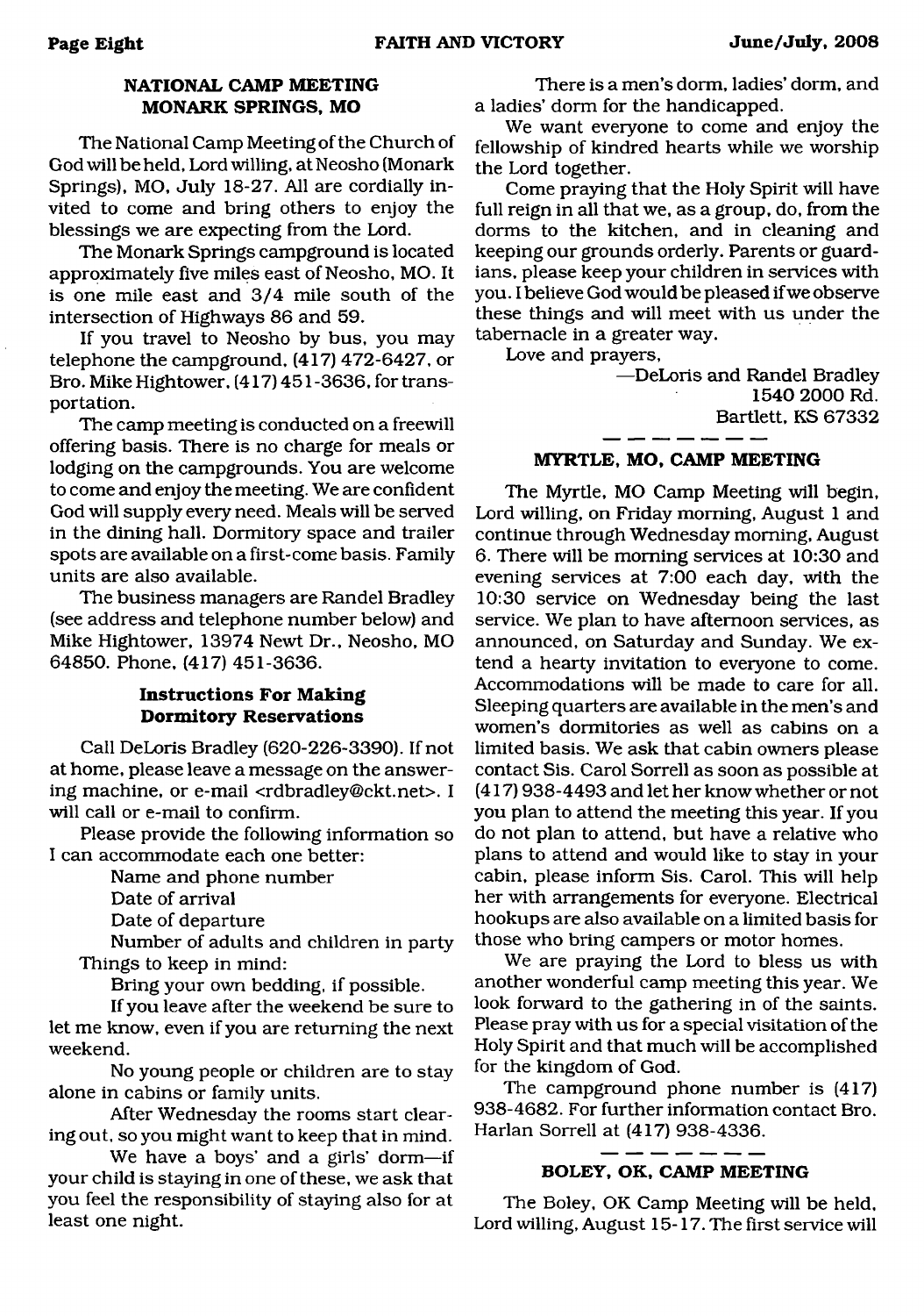## NATIONAL CAMP MEETING MONARK SPRINGS, MO

The National Camp Meeting of the Church of God will be held, Lord willing, at Neosho (Monark Springs), MO, July 18-27. All are cordially invited to come and bring others to enjoy the blessings we are expecting from the Lord.

The Monark Springs campground is located approximately five miles east of Neosho, MO. It is one mile east and 3/4 mile south of the intersection of Highways 86 and 59.

If you travel to Neosho by bus, you may telephone the campground, (417) 472-6427, or Bro. Mike Hightower, (417) 451-3636, for transportation.

The camp meeting is conducted on a freewill offering basis. There is no charge for meals or lodging on the campgrounds. You are welcome to come and enjoy the meeting. We are confident God will supply every need. Meals will be served in the dining hall. Dormitory space and trailer spots are available on a first-come basis. Family units are also available.

The business managers are Randel Bradley (see address and telephone number below) and Mike Hightower, 13974 Newt Dr., Neosho, MO 64850. Phone, (417) 451-3636.

### Instructions For Making Dormitory Reservations

Call DeLoris Bradley (620-226-3390). If not at home, please leave a message on the answering machine, or e-mail <rdbradley@ckt.net>. I will call or e-mail to confirm.

Please provide the following information so I can accommodate each one better:

Name and phone number

Date of arrival

Date of departure

Number of adults and children in party

Things to keep in mind:

Bring your own bedding, if possible.

If you leave after the weekend be sure to let me know, even if you are returning the next weekend.

No young people or children are to stay alone in cabins or family units.

After Wednesday the rooms start clearing out, so you might want to keep that in mind.

We have a boys' and a girls' dorm—if your child is staying in one of these, we ask that you feel the responsibility of staying also for at least one night.

There is a men's dorm, ladies' dorm, and a ladies' dorm for the handicapped.

We want everyone to come and enjoy the fellowship of kindred hearts while we worship the Lord together.

Come praying that the Holy Spirit will have full reign in all that we, as a group, do, from the dorms to the kitchen, and in cleaning and keeping our grounds orderly. Parents or guardians, please keep your children in services with you. I believe God would be pleased if we observe these things and will meet with us under the tabernacle in a greater way.

Love and prayers,

—DeLoris and Randel Bradley
1540 2000 Rd.
Bartlett, KS 67332

## MYRTLE, MO, CAMP MEETING

The Myrtle, MO Camp Meeting will begin, Lord willing, on Friday morning, August 1 and continue through Wednesday morning, August 6. There will be morning services at 10:30 and evening services at 7:00 each day, with the 10:30 service on Wednesday being the last service. We plan to have afternoon services, as announced, on Saturday and Sunday. We extend a hearty invitation to everyone to come. Accommodations will be made to care for all. Sleeping quarters are available in the men's and women's dormitories as well as cabins on a limited basis. We ask that cabin owners please contact Sis. Carol Sorrell as soon as possible at (417) 938-4493 and let her know whether or not you plan to attend the meeting this year. If you do not plan to attend, but have a relative who plans to attend and would like to stay in your cabin, please inform Sis. Carol. This will help her with arrangements for everyone. Electrical hookups are also available on a limited basis for those who bring campers or motor homes.

We are praying the Lord to bless us with another wonderful camp meeting this year. We look forward to the gathering in of the saints. Please pray with us for a special visitation of the Holy Spirit and that much will be accomplished for the kingdom of God.

The campground phone number is (417) 938-4682. For further information contact Bro. Harlan Sorrell at (417) 938-4336.

## BOLEY, OK, CAMP MEETING

The Boley, OK Camp Meeting will be held, Lord willing, August 15-17. The first service will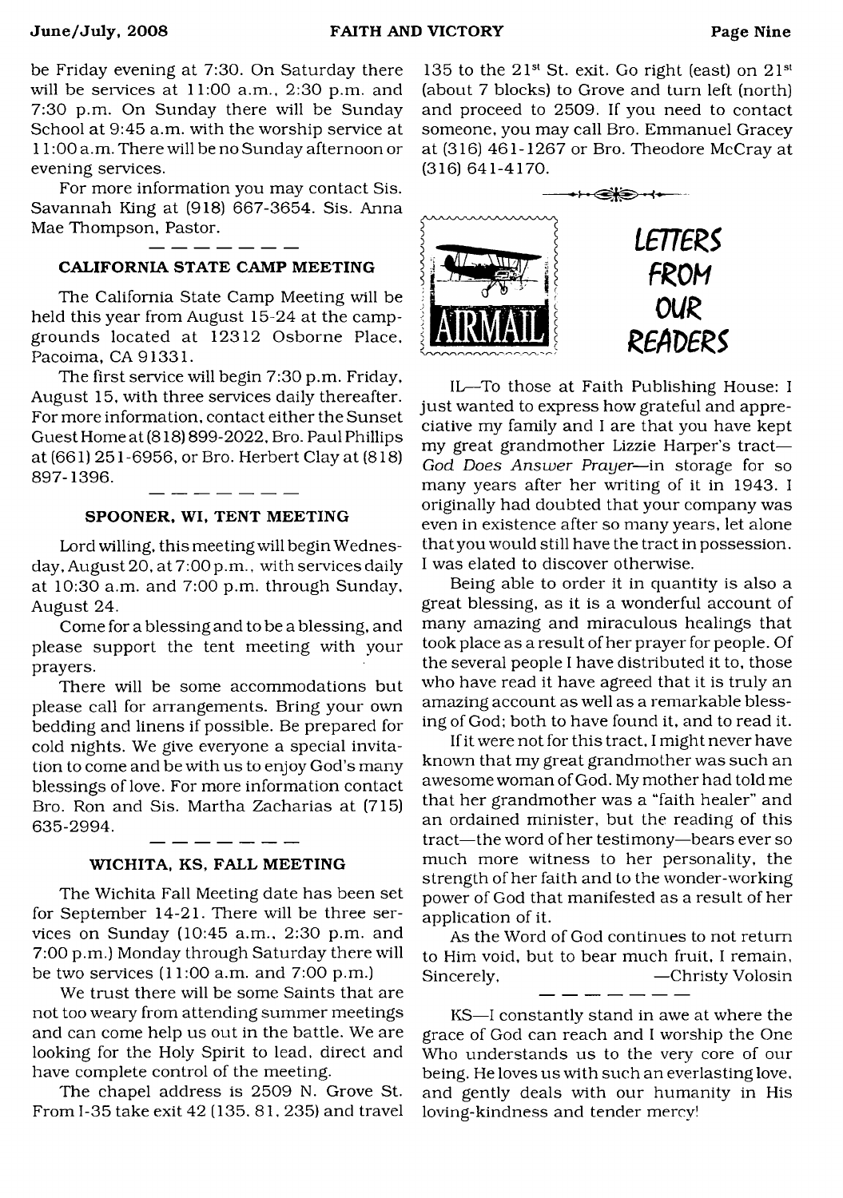be Friday evening at 7:30. On Saturday there will be services at 11:00 a.m., 2:30 p.m. and 7:30 p.m. On Sunday there will be Sunday School at 9:45 a.m. with the worship service at 11:00 a.m. There will be no Sunday afternoon or evening services.

For more information you may contact Sis. Savannah King at (918) 667-3654. Sis. Anna Mae Thompson, Pastor.

---

### CALIFORNIA STATE CAMP MEETING

The California State Camp Meeting will be held this year from August 15-24 at the campgrounds located at 12312 Osborne Place, Pacoima, CA 91331.

The first service will begin 7:30 p.m. Friday, August 15, with three services daily thereafter. For more information, contact either the Sunset Guest Home at (818) 899-2022, Bro. Paul Phillips at (661) 251-6956, or Bro. Herbert Clay at (818) 897-1396.

---

### SPOONER, WI, TENT MEETING

Lord willing, this meeting will begin Wednesday, August 20, at 7:00 p.m., with services daily at 10:30 a.m. and 7:00 p.m. through Sunday, August 24.

Come for a blessing and to be a blessing, and please support the tent meeting with your prayers.

There will be some accommodations but please call for arrangements. Bring your own bedding and linens if possible. Be prepared for cold nights. We give everyone a special invitation to come and be with us to enjoy God's many blessings of love. For more information contact Bro. Ron and Sis. Martha Zacharias at (715) 635-2994.

---

### WICHITA, KS, FALL MEETING

The Wichita Fall Meeting date has been set for September 14-21. There will be three services on Sunday (10:45 a.m., 2:30 p.m. and 7:00 p.m.) Monday through Saturday there will be two services (11:00 a.m. and 7:00 p.m.)

We trust there will be some Saints that are not too weary from attending summer meetings and can come help us out in the battle. We are looking for the Holy Spirit to lead, direct and have complete control of the meeting.

The chapel address is 2509 N. Grove St. From I-35 take exit 42 (135, 81, 235) and travel 135 to the 21st St. exit. Go right (east) on 21st (about 7 blocks) to Grove and turn left (north) and proceed to 2509. If you need to contact someone, you may call Bro. Emmanuel Gracey at (316) 461-1267 or Bro. Theodore McCray at (316) 641-4170.

## LETTERS FROM OUR READERS

IL—To those at Faith Publishing House: I just wanted to express how grateful and appreciative my family and I are that you have kept my great grandmother Lizzie Harper's tract—*God Does Answer Prayer*—in storage for so many years after her writing of it in 1943. I originally had doubted that your company was even in existence after so many years, let alone that you would still have the tract in possession. I was elated to discover otherwise.

Being able to order it in quantity is also a great blessing, as it is a wonderful account of many amazing and miraculous healings that took place as a result of her prayer for people. Of the several people I have distributed it to, those who have read it have agreed that it is truly an amazing account as well as a remarkable blessing of God; both to have found it, and to read it.

If it were not for this tract, I might never have known that my great grandmother was such an awesome woman of God. My mother had told me that her grandmother was a "faith healer" and an ordained minister, but the reading of this tract—the word of her testimony—bears ever so much more witness to her personality, the strength of her faith and to the wonder-working power of God that manifested as a result of her application of it.

As the Word of God continues to not return to Him void, but to bear much fruit, I remain, Sincerely, —Christy Volosin

---

KS—I constantly stand in awe at where the grace of God can reach and I worship the One Who understands us to the very core of our being. He loves us with such an everlasting love, and gently deals with our humanity in His loving-kindness and tender mercy!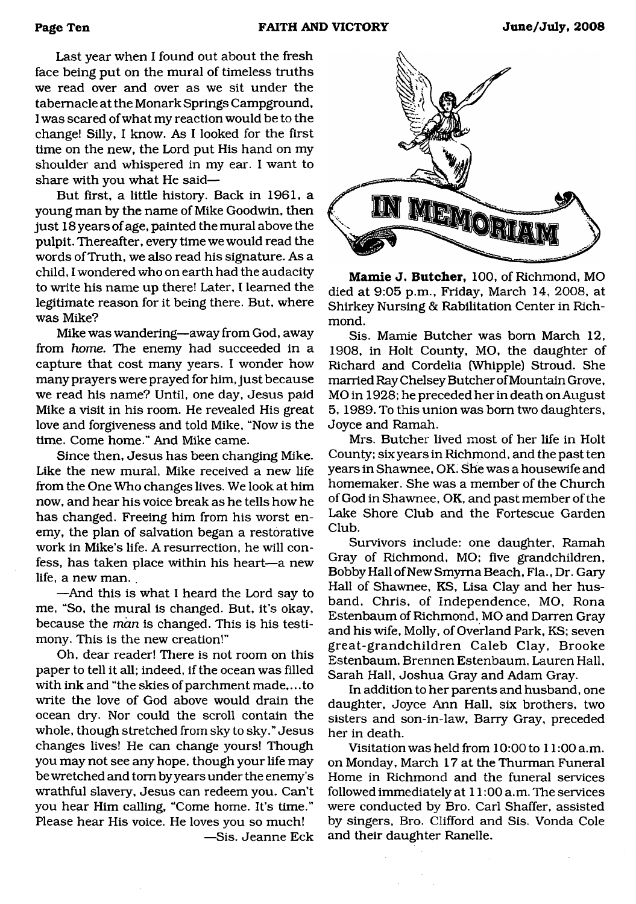Last year when I found out about the fresh face being put on the mural of timeless truths we read over and over as we sit under the tabernacle at the Monark Springs Campground, I was scared of what my reaction would be to the change! Silly, I know. As I looked for the first time on the new, the Lord put His hand on my shoulder and whispered in my ear. I want to share with you what He said—

But first, a little history. Back in 1961, a young man by the name of Mike Goodwin, then just 18 years of age, painted the mural above the pulpit. Thereafter, every time we would read the words of Truth, we also read his signature. As a child, I wondered who on earth had the audacity to write his name up there! Later, I learned the legitimate reason for it being there. But, where was Mike?

Mike was wandering—away from God, away from *home*. The enemy had succeeded in a capture that cost many years. I wonder how many prayers were prayed for him, just because we read his name? Until, one day, Jesus paid Mike a visit in his room. He revealed His great love and forgiveness and told Mike, "Now is the time. Come home." And Mike came.

Since then, Jesus has been changing Mike. Like the new mural, Mike received a new life from the One Who changes lives. We look at him now, and hear his voice break as he tells how he has changed. Freeing him from his worst enemy, the plan of salvation began a restorative work in Mike's life. A resurrection, he will confess, has taken place within his heart—a new life, a new man.

—And this is what I heard the Lord say to me, "So, the mural is changed. But, it's okay, because the *man* is changed. This is his testimony. This is the new creation!"

Oh, dear reader! There is not room on this paper to tell it all; indeed, if the ocean was filled with ink and "the skies of parchment made,...to write the love of God above would drain the ocean dry. Nor could the scroll contain the whole, though stretched from sky to sky." Jesus changes lives! He can change yours! Though you may not see any hope, though your life may be wretched and torn by years under the enemy's wrathful slavery, Jesus can redeem you. Can't you hear Him calling, "Come home. It's time." Please hear His voice. He loves you so much!

—Sis. Jeanne Eck

# IN MEMORIAM

**Mamie J. Butcher,** 100, of Richmond, MO died at 9:05 p.m., Friday, March 14, 2008, at Shirkey Nursing & Rabilitation Center in Richmond.

Sis. Mamie Butcher was born March 12, 1908, in Holt County, MO, the daughter of Richard and Cordelia (Whipple) Stroud. She married Ray Chelsey Butcher of Mountain Grove, MO in 1928; he preceded her in death on August 5, 1989. To this union was born two daughters, Joyce and Ramah.

Mrs. Butcher lived most of her life in Holt County; six years in Richmond, and the past ten years in Shawnee, OK. She was a housewife and homemaker. She was a member of the Church of God in Shawnee, OK, and past member of the Lake Shore Club and the Fortescue Garden Club.

Survivors include: one daughter, Ramah Gray of Richmond, MO; five grandchildren, Bobby Hall of New Smyrna Beach, Fla., Dr. Gary Hall of Shawnee, KS, Lisa Clay and her husband, Chris, of Independence, MO, Rona Estenbaum of Richmond, MO and Darren Gray and his wife, Molly, of Overland Park, KS; seven great-grandchildren Caleb Clay, Brooke Estenbaum, Brennen Estenbaum, Lauren Hall, Sarah Hall, Joshua Gray and Adam Gray.

In addition to her parents and husband, one daughter, Joyce Ann Hall, six brothers, two sisters and son-in-law, Barry Gray, preceded her in death.

Visitation was held from 10:00 to 11:00 a.m. on Monday, March 17 at the Thurman Funeral Home in Richmond and the funeral services followed immediately at 11:00 a.m. The services were conducted by Bro. Carl Shaffer, assisted by singers, Bro. Clifford and Sis. Vonda Cole and their daughter Ranelle.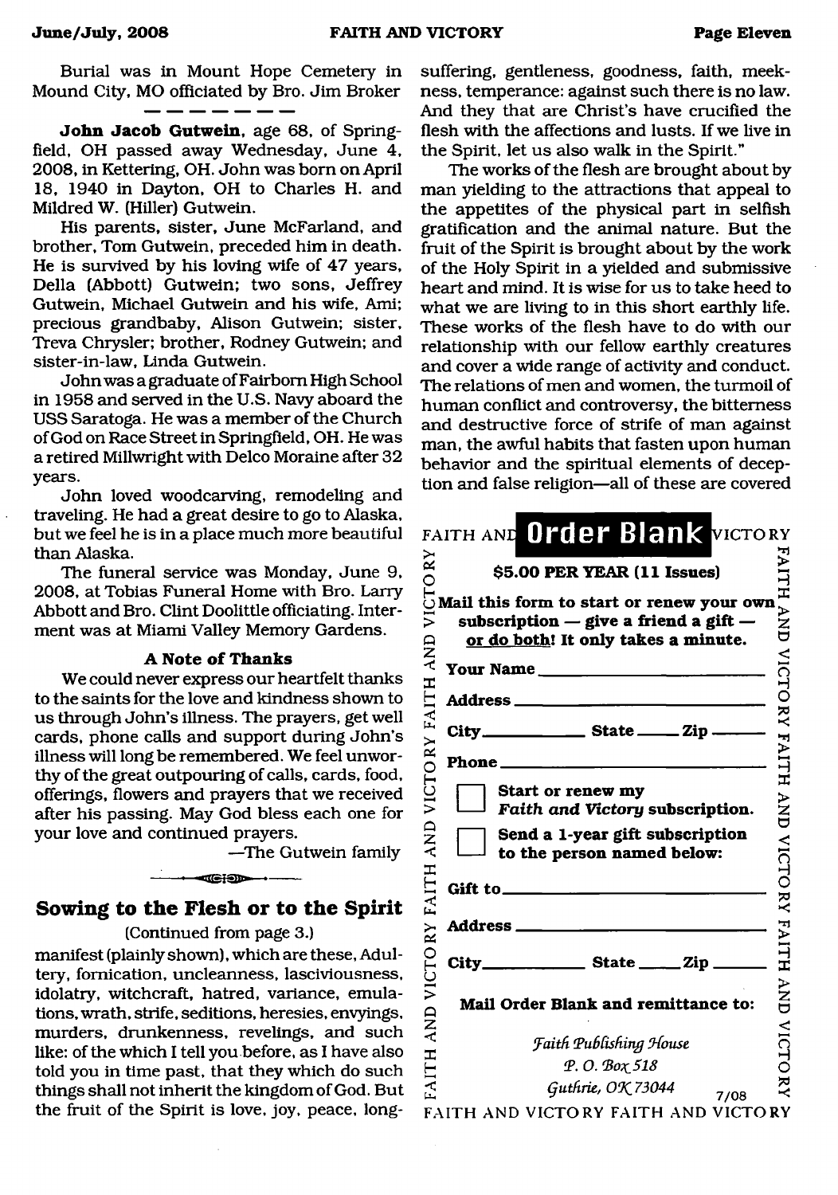Burial was in Mount Hope Cemetery in Mound City, MO officiated by Bro. Jim Broker

---

**John Jacob Gutwein**, age 68, of Springfield, OH passed away Wednesday, June 4, 2008, in Kettering, OH. John was born on April 18, 1940 in Dayton, OH to Charles H. and Mildred W. (Hiller) Gutwein.

His parents, sister, June McFarland, and brother, Tom Gutwein, preceded him in death. He is survived by his loving wife of 47 years, Della (Abbott) Gutwein; two sons, Jeffrey Gutwein, Michael Gutwein and his wife, Ami; precious grandbaby, Alison Gutwein; sister, Treva Chrysler; brother, Rodney Gutwein; and sister-in-law, Linda Gutwein.

John was a graduate of Fairborn High School in 1958 and served in the U.S. Navy aboard the USS Saratoga. He was a member of the Church of God on Race Street in Springfield, OH. He was a retired Millwright with Delco Moraine after 32 years.

John loved woodcarving, remodeling and traveling. He had a great desire to go to Alaska, but we feel he is in a place much more beautiful than Alaska.

The funeral service was Monday, June 9, 2008, at Tobias Funeral Home with Bro. Larry Abbott and Bro. Clint Doolittle officiating. Interment was at Miami Valley Memory Gardens.

### A Note of Thanks

We could never express our heartfelt thanks to the saints for the love and kindness shown to us through John's illness. The prayers, get well cards, phone calls and support during John's illness will long be remembered. We feel unworthy of the great outpouring of calls, cards, food, offerings, flowers and prayers that we received after his passing. May God bless each one for your love and continued prayers.

—The Gutwein family

## Sowing to the Flesh or to the Spirit

(Continued from page 3.)

manifest (plainly shown), which are these, Adultery, fornication, uncleanness, lasciviousness, idolatry, witchcraft, hatred, variance, emulations, wrath, strife, seditions, heresies, envyings, murders, drunkenness, revelings, and such like: of the which I tell you before, as I have also told you in time past, that they which do such things shall not inherit the kingdom of God. But the fruit of the Spirit is love, joy, peace, longsuffering, gentleness, goodness, faith, meekness, temperance: against such there is no law. And they that are Christ's have crucified the flesh with the affections and lusts. If we live in the Spirit, let us also walk in the Spirit."

The works of the flesh are brought about by man yielding to the attractions that appeal to the appetites of the physical part in selfish gratification and the animal nature. But the fruit of the Spirit is brought about by the work of the Holy Spirit in a yielded and submissive heart and mind. It is wise for us to take heed to what we are living to in this short earthly life. These works of the flesh have to do with our relationship with our fellow earthly creatures and cover a wide range of activity and conduct. The relations of men and women, the turmoil of human conflict and controversy, the bitterness and destructive force of strife of man against man, the awful habits that fasten upon human behavior and the spiritual elements of deception and false religion—all of these are covered

---

### FAITH AND VICTORY Order Blank

**$5.00 PER YEAR (11 Issues)**

**Mail this form to start or renew your own subscription — give a friend a gift — or do both! It only takes a minute.**

**Your Name** ______________________

**Address** ______________________

**City** __________ **State** _____ **Zip** _____

**Phone** ______________________

☐ **Start or renew my *Faith and Victory* subscription.**

☐ **Send a 1-year gift subscription to the person named below:**

**Gift to** ______________________

**Address** ______________________

**City** __________ **State** _____ **Zip** _____

**Mail Order Blank and remittance to:**

*Faith Publishing House*
*P. O. Box 518*
*Guthrie, OK 73044*

7/08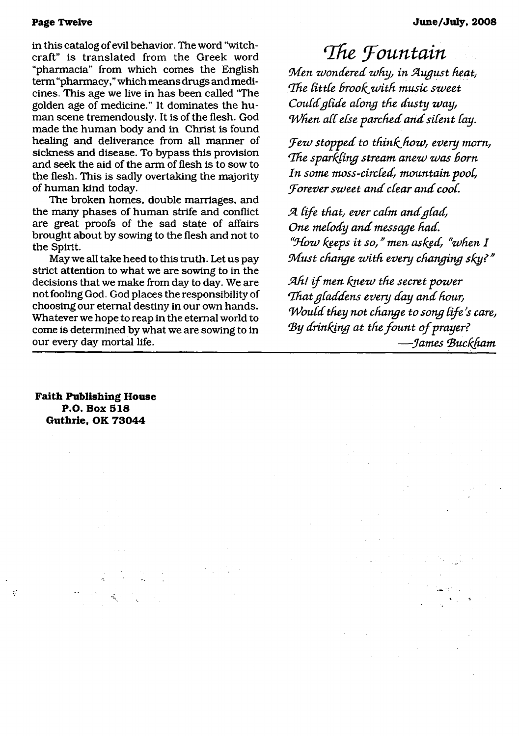in this catalog of evil behavior. The word "witchcraft" is translated from the Greek word "pharmacia" from which comes the English term "pharmacy," which means drugs and medicines. This age we live in has been called "The golden age of medicine." It dominates the human scene tremendously. It is of the flesh. God made the human body and in Christ is found healing and deliverance from all manner of sickness and disease. To bypass this provision and seek the aid of the arm of flesh is to sow to the flesh. This is sadly overtaking the majority of human kind today.

The broken homes, double marriages, and the many phases of human strife and conflict are great proofs of the sad state of affairs brought about by sowing to the flesh and not to the Spirit.

May we all take heed to this truth. Let us pay strict attention to what we are sowing to in the decisions that we make from day to day. We are not fooling God. God places the responsibility of choosing our eternal destiny in our own hands. Whatever we hope to reap in the eternal world to come is determined by what we are sowing to in our every day mortal life.

## *The Fountain*

*Men wondered why, in August heat,*
*The little brook with music sweet*
*Could glide along the dusty way,*
*When all else parched and silent lay.*

*Few stopped to think how, every morn,*
*The sparkling stream anew was born*
*In some moss-circled, mountain pool,*
*Forever sweet and clear and cool.*

*A life that, ever calm and glad,*
*One melody and message had.*
*"How keeps it so," men asked, "when I*
*Must change with every changing sky?"*

*Ah! if men knew the secret power*
*That gladdens every day and hour,*
*Would they not change to song life's care,*
*By drinking at the fount of prayer?*

*—James Buckham*

**Faith Publishing House**
**P.O. Box 518**
**Guthrie, OK 73044**